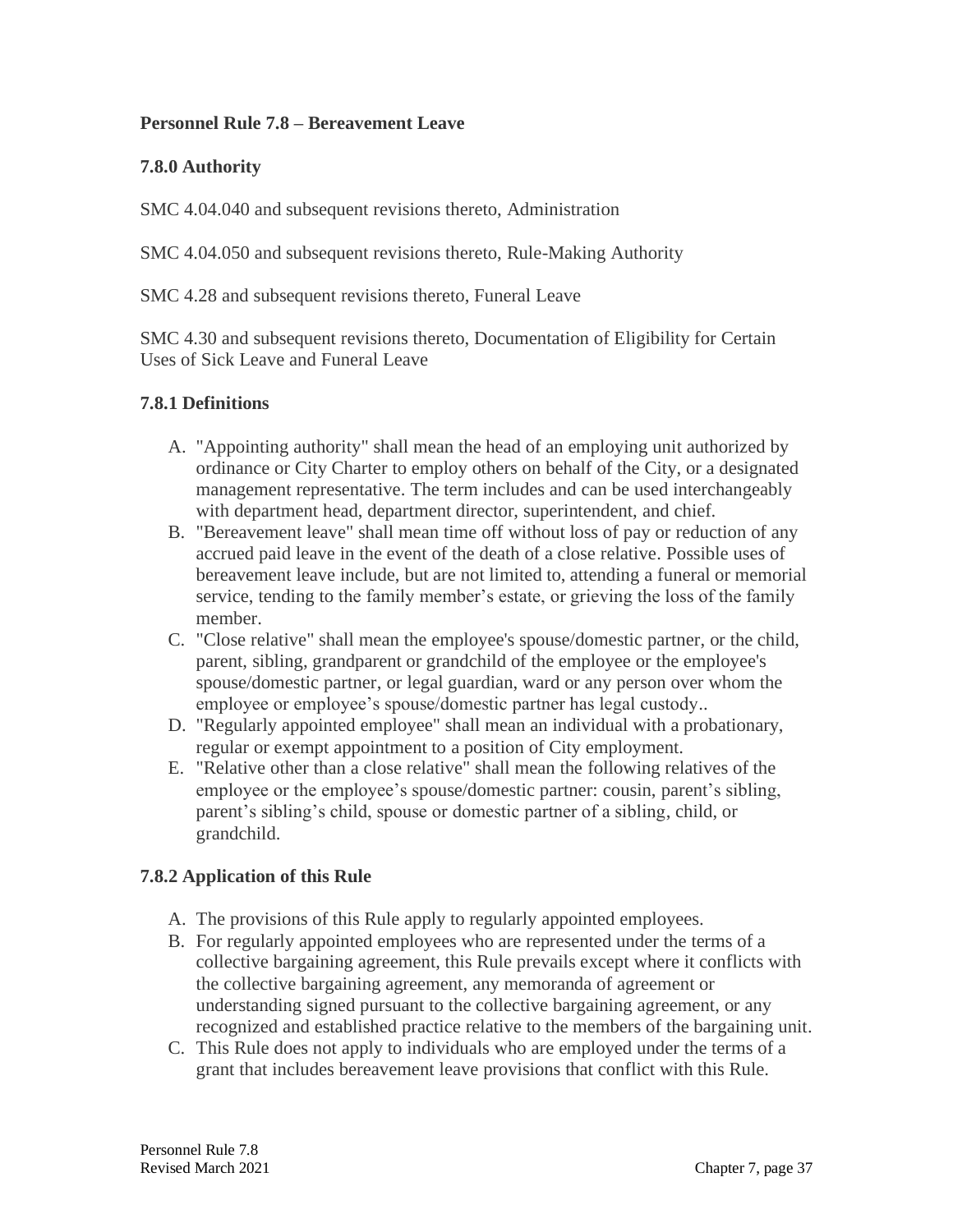**Personnel Rule 7.8 – Bereavement Leave**

**7.8.0 Authority**

SMC 4.04.040 and subsequent revisions thereto, Administration

SMC 4.04.050 and subsequent revisions thereto, Rule-Making Authority

SMC 4.28 and subsequent revisions thereto, Funeral Leave

SMC 4.30 and subsequent revisions thereto, Documentation of Eligibility for Certain Uses of Sick Leave and Funeral Leave

**7.8.1 Definitions**

A. "Appointing authority" shall mean the head of an employing unit authorized by ordinance or City Charter to employ others on behalf of the City, or a designated management representative. The term includes and can be used interchangeably with department head, department director, superintendent, and chief.

B. "Bereavement leave" shall mean time off without loss of pay or reduction of any accrued paid leave in the event of the death of a close relative. Possible uses of bereavement leave include, but are not limited to, attending a funeral or memorial service, tending to the family member's estate, or grieving the loss of the family member.

C. "Close relative" shall mean the employee's spouse/domestic partner, or the child, parent, sibling, grandparent or grandchild of the employee or the employee's spouse/domestic partner, or legal guardian, ward or any person over whom the employee or employee's spouse/domestic partner has legal custody..

D. "Regularly appointed employee" shall mean an individual with a probationary, regular or exempt appointment to a position of City employment.

E. "Relative other than a close relative" shall mean the following relatives of the employee or the employee's spouse/domestic partner: cousin, parent's sibling, parent's sibling's child, spouse or domestic partner of a sibling, child, or grandchild.

**7.8.2 Application of this Rule**

A. The provisions of this Rule apply to regularly appointed employees.

B. For regularly appointed employees who are represented under the terms of a collective bargaining agreement, this Rule prevails except where it conflicts with the collective bargaining agreement, any memoranda of agreement or understanding signed pursuant to the collective bargaining agreement, or any recognized and established practice relative to the members of the bargaining unit.

C. This Rule does not apply to individuals who are employed under the terms of a grant that includes bereavement leave provisions that conflict with this Rule.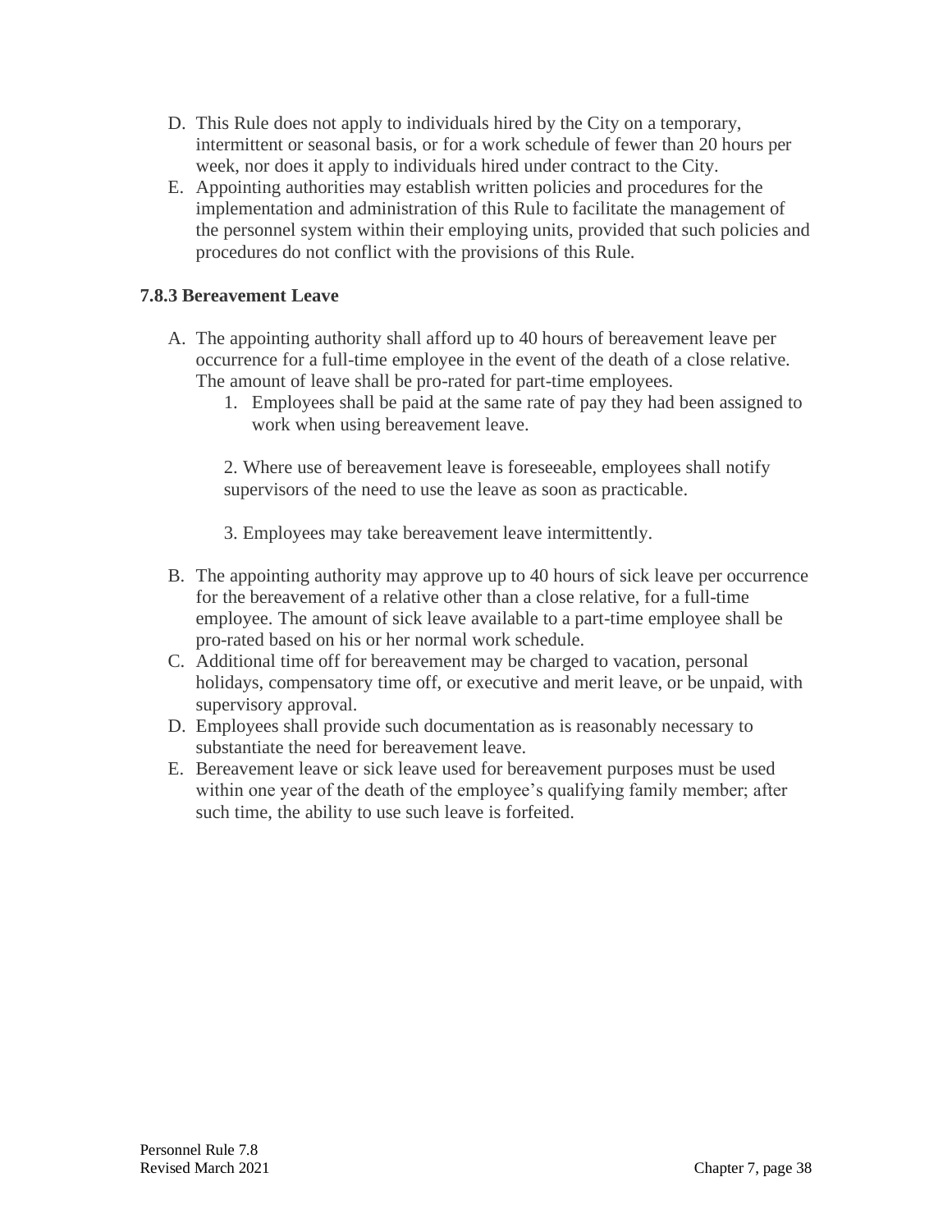D. This Rule does not apply to individuals hired by the City on a temporary, intermittent or seasonal basis, or for a work schedule of fewer than 20 hours per week, nor does it apply to individuals hired under contract to the City.

E. Appointing authorities may establish written policies and procedures for the implementation and administration of this Rule to facilitate the management of the personnel system within their employing units, provided that such policies and procedures do not conflict with the provisions of this Rule.

### 7.8.3 Bereavement Leave

A. The appointing authority shall afford up to 40 hours of bereavement leave per occurrence for a full-time employee in the event of the death of a close relative. The amount of leave shall be pro-rated for part-time employees.

   1. Employees shall be paid at the same rate of pay they had been assigned to work when using bereavement leave.

   2. Where use of bereavement leave is foreseeable, employees shall notify supervisors of the need to use the leave as soon as practicable.

   3. Employees may take bereavement leave intermittently.

B. The appointing authority may approve up to 40 hours of sick leave per occurrence for the bereavement of a relative other than a close relative, for a full-time employee. The amount of sick leave available to a part-time employee shall be pro-rated based on his or her normal work schedule.

C. Additional time off for bereavement may be charged to vacation, personal holidays, compensatory time off, or executive and merit leave, or be unpaid, with supervisory approval.

D. Employees shall provide such documentation as is reasonably necessary to substantiate the need for bereavement leave.

E. Bereavement leave or sick leave used for bereavement purposes must be used within one year of the death of the employee's qualifying family member; after such time, the ability to use such leave is forfeited.